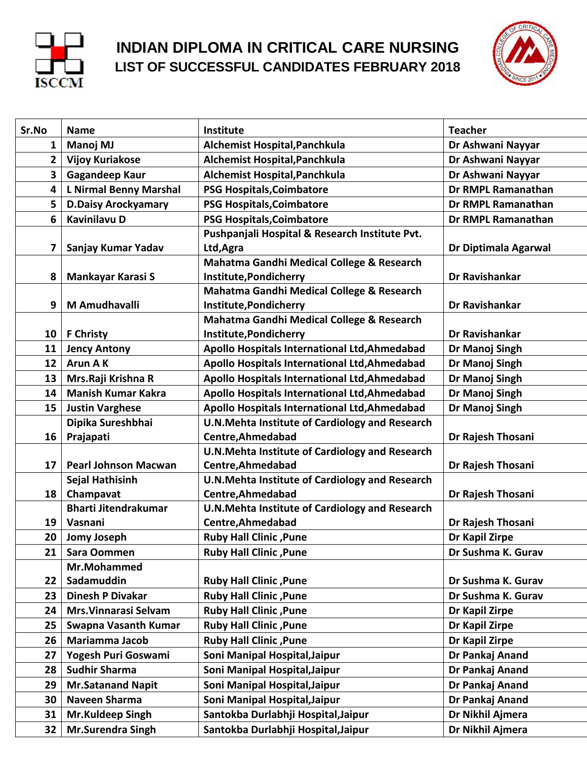# INDIAN DIPLOMA IN CRITICAL CARE NURSING

## LIST OF SUCCESSFUL CANDIDATES FEBRUARY 2018

| Sr.No | Name | Institute | Teacher |
|---|---|---|---|
| 1 | Manoj MJ | Alchemist Hospital,Panchkula | Dr Ashwani Nayyar |
| 2 | Vijoy Kuriakose | Alchemist Hospital,Panchkula | Dr Ashwani Nayyar |
| 3 | Gagandeep Kaur | Alchemist Hospital,Panchkula | Dr Ashwani Nayyar |
| 4 | L Nirmal Benny Marshal | PSG Hospitals,Coimbatore | Dr RMPL Ramanathan |
| 5 | D.Daisy Arockyamary | PSG Hospitals,Coimbatore | Dr RMPL Ramanathan |
| 6 | Kavinilavu D | PSG Hospitals,Coimbatore | Dr RMPL Ramanathan |
| 7 | Sanjay Kumar Yadav | Pushpanjali Hospital & Research Institute Pvt. Ltd,Agra | Dr Diptimala Agarwal |
| 8 | Mankayar Karasi S | Mahatma Gandhi Medical College & Research Institute,Pondicherry | Dr Ravishankar |
| 9 | M Amudhavalli | Mahatma Gandhi Medical College & Research Institute,Pondicherry | Dr Ravishankar |
| 10 | F Christy | Mahatma Gandhi Medical College & Research Institute,Pondicherry | Dr Ravishankar |
| 11 | Jency Antony | Apollo Hospitals International Ltd,Ahmedabad | Dr Manoj Singh |
| 12 | Arun A K | Apollo Hospitals International Ltd,Ahmedabad | Dr Manoj Singh |
| 13 | Mrs.Raji Krishna R | Apollo Hospitals International Ltd,Ahmedabad | Dr Manoj Singh |
| 14 | Manish Kumar Kakra | Apollo Hospitals International Ltd,Ahmedabad | Dr Manoj Singh |
| 15 | Justin Varghese | Apollo Hospitals International Ltd,Ahmedabad | Dr Manoj Singh |
| 16 | Dipika Sureshbhai Prajapati | U.N.Mehta Institute of Cardiology and Research Centre,Ahmedabad | Dr Rajesh Thosani |
| 17 | Pearl Johnson Macwan | U.N.Mehta Institute of Cardiology and Research Centre,Ahmedabad | Dr Rajesh Thosani |
| 18 | Sejal Hathisinh Champavat | U.N.Mehta Institute of Cardiology and Research Centre,Ahmedabad | Dr Rajesh Thosani |
| 19 | Bharti Jitendrakumar Vasnani | U.N.Mehta Institute of Cardiology and Research Centre,Ahmedabad | Dr Rajesh Thosani |
| 20 | Jomy Joseph | Ruby Hall Clinic ,Pune | Dr Kapil Zirpe |
| 21 | Sara Oommen | Ruby Hall Clinic ,Pune | Dr Sushma K. Gurav |
| 22 | Mr.Mohammed Sadamuddin | Ruby Hall Clinic ,Pune | Dr Sushma K. Gurav |
| 23 | Dinesh P Divakar | Ruby Hall Clinic ,Pune | Dr Sushma K. Gurav |
| 24 | Mrs.Vinnarasi Selvam | Ruby Hall Clinic ,Pune | Dr Kapil Zirpe |
| 25 | Swapna Vasanth Kumar | Ruby Hall Clinic ,Pune | Dr Kapil Zirpe |
| 26 | Mariamma Jacob | Ruby Hall Clinic ,Pune | Dr Kapil Zirpe |
| 27 | Yogesh Puri Goswami | Soni Manipal Hospital,Jaipur | Dr Pankaj Anand |
| 28 | Sudhir Sharma | Soni Manipal Hospital,Jaipur | Dr Pankaj Anand |
| 29 | Mr.Satanand Napit | Soni Manipal Hospital,Jaipur | Dr Pankaj Anand |
| 30 | Naveen Sharma | Soni Manipal Hospital,Jaipur | Dr Pankaj Anand |
| 31 | Mr.Kuldeep Singh | Santokba Durlabhji Hospital,Jaipur | Dr Nikhil Ajmera |
| 32 | Mr.Surendra Singh | Santokba Durlabhji Hospital,Jaipur | Dr Nikhil Ajmera |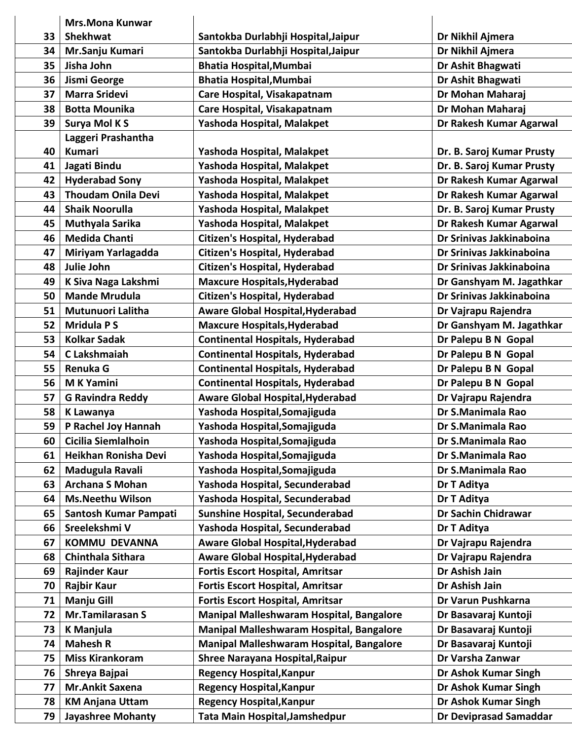| | | | |
|---|---|---|---|
| 33 | Mrs.Mona Kunwar Shekhwat | Santokba Durlabhji Hospital,Jaipur | Dr Nikhil Ajmera |
| 34 | Mr.Sanju Kumari | Santokba Durlabhji Hospital,Jaipur | Dr Nikhil Ajmera |
| 35 | Jisha John | Bhatia Hospital,Mumbai | Dr Ashit Bhagwati |
| 36 | Jismi George | Bhatia Hospital,Mumbai | Dr Ashit Bhagwati |
| 37 | Marra Sridevi | Care Hospital, Visakapatnam | Dr Mohan Maharaj |
| 38 | Botta Mounika | Care Hospital, Visakapatnam | Dr Mohan Maharaj |
| 39 | Surya Mol K S | Yashoda Hospital, Malakpet | Dr Rakesh Kumar Agarwal |
| 40 | Laggeri Prashantha Kumari | Yashoda Hospital, Malakpet | Dr. B. Saroj Kumar Prusty |
| 41 | Jagati Bindu | Yashoda Hospital, Malakpet | Dr. B. Saroj Kumar Prusty |
| 42 | Hyderabad Sony | Yashoda Hospital, Malakpet | Dr Rakesh Kumar Agarwal |
| 43 | Thoudam Onila Devi | Yashoda Hospital, Malakpet | Dr Rakesh Kumar Agarwal |
| 44 | Shaik Noorulla | Yashoda Hospital, Malakpet | Dr. B. Saroj Kumar Prusty |
| 45 | Muthyala Sarika | Yashoda Hospital, Malakpet | Dr Rakesh Kumar Agarwal |
| 46 | Medida Chanti | Citizen's Hospital, Hyderabad | Dr Srinivas Jakkinaboina |
| 47 | Miriyam Yarlagadda | Citizen's Hospital, Hyderabad | Dr Srinivas Jakkinaboina |
| 48 | Julie John | Citizen's Hospital, Hyderabad | Dr Srinivas Jakkinaboina |
| 49 | K Siva Naga Lakshmi | Maxcure Hospitals,Hyderabad | Dr Ganshyam M. Jagathkar |
| 50 | Mande Mrudula | Citizen's Hospital, Hyderabad | Dr Srinivas Jakkinaboina |
| 51 | Mutunuori Lalitha | Aware Global Hospital,Hyderabad | Dr Vajrapu Rajendra |
| 52 | Mridula P S | Maxcure Hospitals,Hyderabad | Dr Ganshyam M. Jagathkar |
| 53 | Kolkar Sadak | Continental Hospitals, Hyderabad | Dr Palepu B N Gopal |
| 54 | C Lakshmaiah | Continental Hospitals, Hyderabad | Dr Palepu B N Gopal |
| 55 | Renuka G | Continental Hospitals, Hyderabad | Dr Palepu B N Gopal |
| 56 | M K Yamini | Continental Hospitals, Hyderabad | Dr Palepu B N Gopal |
| 57 | G Ravindra Reddy | Aware Global Hospital,Hyderabad | Dr Vajrapu Rajendra |
| 58 | K Lawanya | Yashoda Hospital,Somajiguda | Dr S.Manimala Rao |
| 59 | P Rachel Joy Hannah | Yashoda Hospital,Somajiguda | Dr S.Manimala Rao |
| 60 | Cicilia Siemlalhoin | Yashoda Hospital,Somajiguda | Dr S.Manimala Rao |
| 61 | Heikhan Ronisha Devi | Yashoda Hospital,Somajiguda | Dr S.Manimala Rao |
| 62 | Madugula Ravali | Yashoda Hospital,Somajiguda | Dr S.Manimala Rao |
| 63 | Archana S Mohan | Yashoda Hospital, Secunderabad | Dr T Aditya |
| 64 | Ms.Neethu Wilson | Yashoda Hospital, Secunderabad | Dr T Aditya |
| 65 | Santosh Kumar Pampati | Sunshine Hospital, Secunderabad | Dr Sachin Chidrawar |
| 66 | Sreelekshmi V | Yashoda Hospital, Secunderabad | Dr T Aditya |
| 67 | KOMMU DEVANNA | Aware Global Hospital,Hyderabad | Dr Vajrapu Rajendra |
| 68 | Chinthala Sithara | Aware Global Hospital,Hyderabad | Dr Vajrapu Rajendra |
| 69 | Rajinder Kaur | Fortis Escort Hospital, Amritsar | Dr Ashish Jain |
| 70 | Rajbir Kaur | Fortis Escort Hospital, Amritsar | Dr Ashish Jain |
| 71 | Manju Gill | Fortis Escort Hospital, Amritsar | Dr Varun Pushkarna |
| 72 | Mr.Tamilarasan S | Manipal Malleshwaram Hospital, Bangalore | Dr Basavaraj Kuntoji |
| 73 | K Manjula | Manipal Malleshwaram Hospital, Bangalore | Dr Basavaraj Kuntoji |
| 74 | Mahesh R | Manipal Malleshwaram Hospital, Bangalore | Dr Basavaraj Kuntoji |
| 75 | Miss Kirankoram | Shree Narayana Hospital,Raipur | Dr Varsha Zanwar |
| 76 | Shreya Bajpai | Regency Hospital,Kanpur | Dr Ashok Kumar Singh |
| 77 | Mr.Ankit Saxena | Regency Hospital,Kanpur | Dr Ashok Kumar Singh |
| 78 | KM Anjana Uttam | Regency Hospital,Kanpur | Dr Ashok Kumar Singh |
| 79 | Jayashree Mohanty | Tata Main Hospital,Jamshedpur | Dr Deviprasad Samaddar |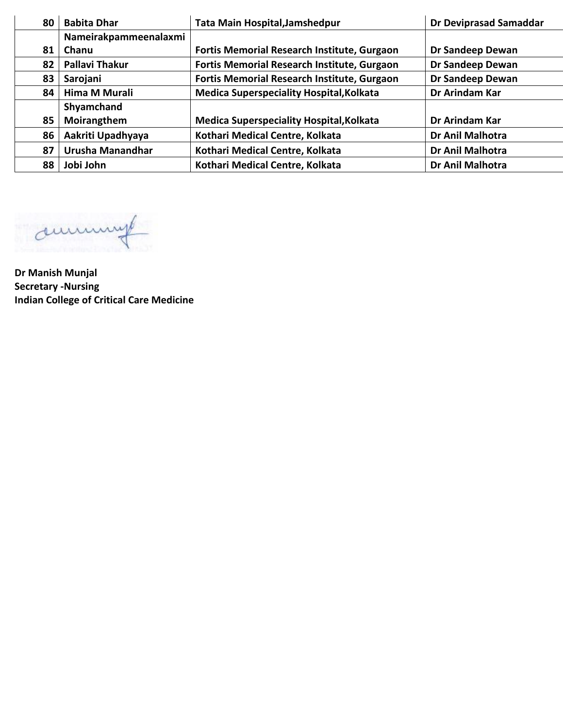| | | | |
|---|---|---|---|
| 80 | Babita Dhar | Tata Main Hospital,Jamshedpur | Dr Deviprasad Samaddar |
| 81 | Nameirakpammeenalaxmi Chanu | Fortis Memorial Research Institute, Gurgaon | Dr Sandeep Dewan |
| 82 | Pallavi Thakur | Fortis Memorial Research Institute, Gurgaon | Dr Sandeep Dewan |
| 83 | Sarojani | Fortis Memorial Research Institute, Gurgaon | Dr Sandeep Dewan |
| 84 | Hima M Murali | Medica Superspeciality Hospital,Kolkata | Dr Arindam Kar |
| 85 | Shyamchand Moirangthem | Medica Superspeciality Hospital,Kolkata | Dr Arindam Kar |
| 86 | Aakriti Upadhyaya | Kothari Medical Centre, Kolkata | Dr Anil Malhotra |
| 87 | Urusha Manandhar | Kothari Medical Centre, Kolkata | Dr Anil Malhotra |
| 88 | Jobi John | Kothari Medical Centre, Kolkata | Dr Anil Malhotra |

**Dr Manish Munjal**
**Secretary -Nursing**
**Indian College of Critical Care Medicine**